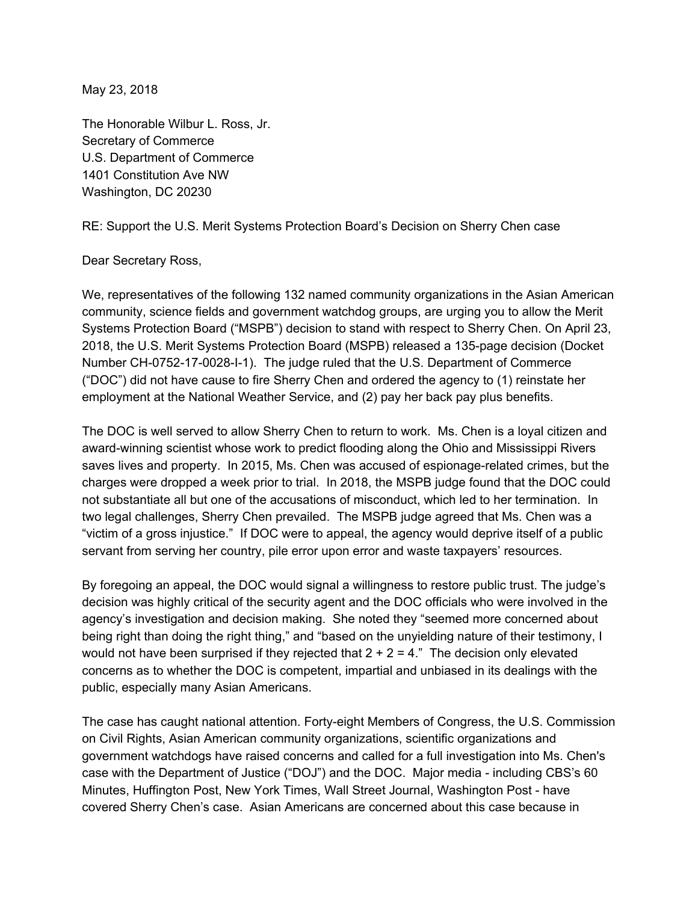May 23, 2018

The Honorable Wilbur L. Ross, Jr.
Secretary of Commerce
U.S. Department of Commerce
1401 Constitution Ave NW
Washington, DC 20230

RE: Support the U.S. Merit Systems Protection Board's Decision on Sherry Chen case

Dear Secretary Ross,

We, representatives of the following 132 named community organizations in the Asian American community, science fields and government watchdog groups, are urging you to allow the Merit Systems Protection Board ("MSPB") decision to stand with respect to Sherry Chen. On April 23, 2018, the U.S. Merit Systems Protection Board (MSPB) released a 135-page decision (Docket Number CH-0752-17-0028-I-1). The judge ruled that the U.S. Department of Commerce ("DOC") did not have cause to fire Sherry Chen and ordered the agency to (1) reinstate her employment at the National Weather Service, and (2) pay her back pay plus benefits.

The DOC is well served to allow Sherry Chen to return to work. Ms. Chen is a loyal citizen and award-winning scientist whose work to predict flooding along the Ohio and Mississippi Rivers saves lives and property. In 2015, Ms. Chen was accused of espionage-related crimes, but the charges were dropped a week prior to trial. In 2018, the MSPB judge found that the DOC could not substantiate all but one of the accusations of misconduct, which led to her termination. In two legal challenges, Sherry Chen prevailed. The MSPB judge agreed that Ms. Chen was a "victim of a gross injustice." If DOC were to appeal, the agency would deprive itself of a public servant from serving her country, pile error upon error and waste taxpayers' resources.

By foregoing an appeal, the DOC would signal a willingness to restore public trust. The judge's decision was highly critical of the security agent and the DOC officials who were involved in the agency's investigation and decision making. She noted they "seemed more concerned about being right than doing the right thing," and "based on the unyielding nature of their testimony, I would not have been surprised if they rejected that 2 + 2 = 4." The decision only elevated concerns as to whether the DOC is competent, impartial and unbiased in its dealings with the public, especially many Asian Americans.

The case has caught national attention. Forty-eight Members of Congress, the U.S. Commission on Civil Rights, Asian American community organizations, scientific organizations and government watchdogs have raised concerns and called for a full investigation into Ms. Chen's case with the Department of Justice ("DOJ") and the DOC. Major media - including CBS's 60 Minutes, Huffington Post, New York Times, Wall Street Journal, Washington Post - have covered Sherry Chen's case. Asian Americans are concerned about this case because in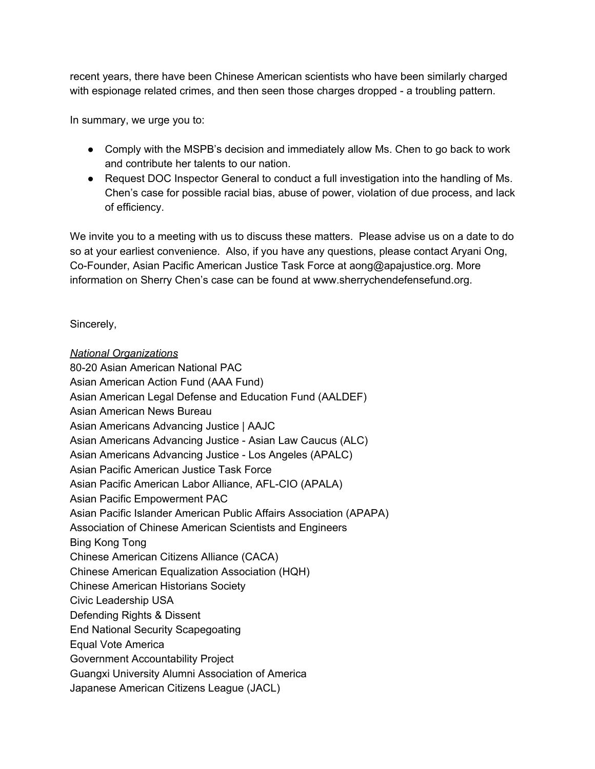recent years, there have been Chinese American scientists who have been similarly charged with espionage related crimes, and then seen those charges dropped - a troubling pattern.

In summary, we urge you to:

- Comply with the MSPB's decision and immediately allow Ms. Chen to go back to work and contribute her talents to our nation.
- Request DOC Inspector General to conduct a full investigation into the handling of Ms. Chen's case for possible racial bias, abuse of power, violation of due process, and lack of efficiency.

We invite you to a meeting with us to discuss these matters. Please advise us on a date to do so at your earliest convenience. Also, if you have any questions, please contact Aryani Ong, Co-Founder, Asian Pacific American Justice Task Force at aong@apajustice.org. More information on Sherry Chen's case can be found at www.sherrychendefensefund.org.

Sincerely,

*National Organizations*

80-20 Asian American National PAC
Asian American Action Fund (AAA Fund)
Asian American Legal Defense and Education Fund (AALDEF)
Asian American News Bureau
Asian Americans Advancing Justice | AAJC
Asian Americans Advancing Justice - Asian Law Caucus (ALC)
Asian Americans Advancing Justice - Los Angeles (APALC)
Asian Pacific American Justice Task Force
Asian Pacific American Labor Alliance, AFL-CIO (APALA)
Asian Pacific Empowerment PAC
Asian Pacific Islander American Public Affairs Association (APAPA)
Association of Chinese American Scientists and Engineers
Bing Kong Tong
Chinese American Citizens Alliance (CACA)
Chinese American Equalization Association (HQH)
Chinese American Historians Society
Civic Leadership USA
Defending Rights & Dissent
End National Security Scapegoating
Equal Vote America
Government Accountability Project
Guangxi University Alumni Association of America
Japanese American Citizens League (JACL)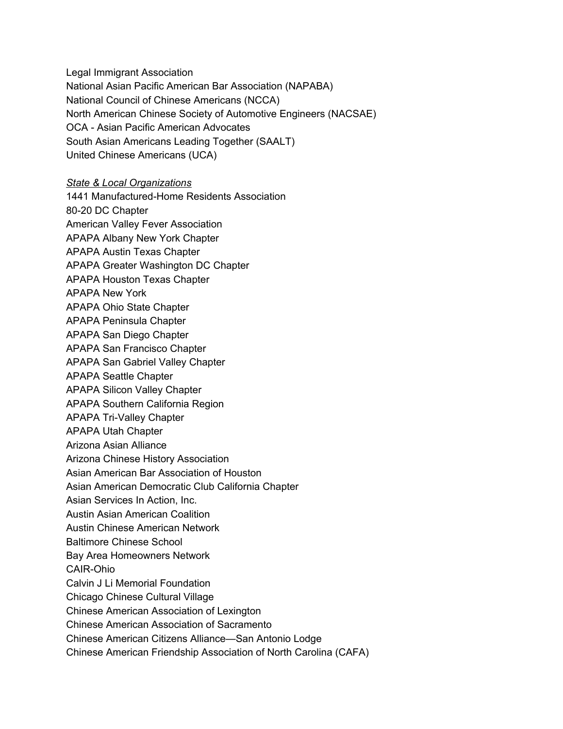Legal Immigrant Association
National Asian Pacific American Bar Association (NAPABA)
National Council of Chinese Americans (NCCA)
North American Chinese Society of Automotive Engineers (NACSAE)
OCA - Asian Pacific American Advocates
South Asian Americans Leading Together (SAALT)
United Chinese Americans (UCA)

*State & Local Organizations*
1441 Manufactured-Home Residents Association
80-20 DC Chapter
American Valley Fever Association
APAPA Albany New York Chapter
APAPA Austin Texas Chapter
APAPA Greater Washington DC Chapter
APAPA Houston Texas Chapter
APAPA New York
APAPA Ohio State Chapter
APAPA Peninsula Chapter
APAPA San Diego Chapter
APAPA San Francisco Chapter
APAPA San Gabriel Valley Chapter
APAPA Seattle Chapter
APAPA Silicon Valley Chapter
APAPA Southern California Region
APAPA Tri-Valley Chapter
APAPA Utah Chapter
Arizona Asian Alliance
Arizona Chinese History Association
Asian American Bar Association of Houston
Asian American Democratic Club California Chapter
Asian Services In Action, Inc.
Austin Asian American Coalition
Austin Chinese American Network
Baltimore Chinese School
Bay Area Homeowners Network
CAIR-Ohio
Calvin J Li Memorial Foundation
Chicago Chinese Cultural Village
Chinese American Association of Lexington
Chinese American Association of Sacramento
Chinese American Citizens Alliance—San Antonio Lodge
Chinese American Friendship Association of North Carolina (CAFA)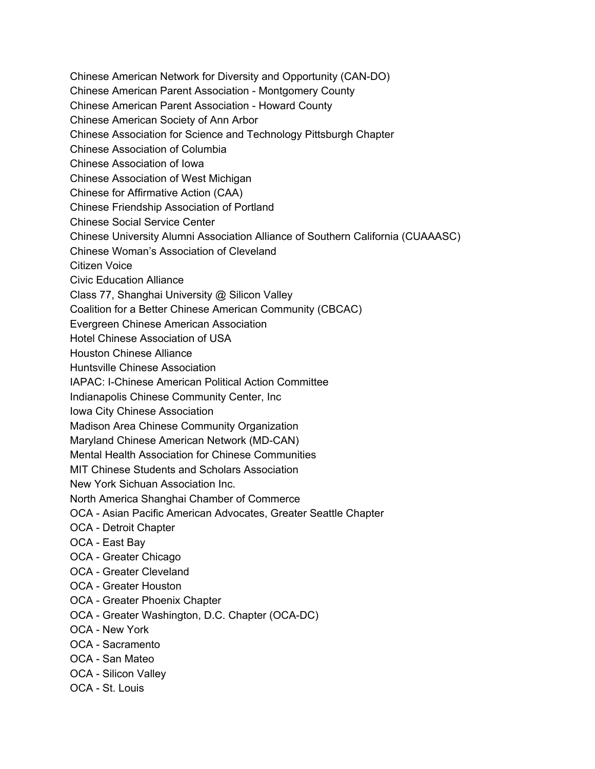Chinese American Network for Diversity and Opportunity (CAN-DO)
Chinese American Parent Association - Montgomery County
Chinese American Parent Association - Howard County
Chinese American Society of Ann Arbor
Chinese Association for Science and Technology Pittsburgh Chapter
Chinese Association of Columbia
Chinese Association of Iowa
Chinese Association of West Michigan
Chinese for Affirmative Action (CAA)
Chinese Friendship Association of Portland
Chinese Social Service Center
Chinese University Alumni Association Alliance of Southern California (CUAAASC)
Chinese Woman's Association of Cleveland
Citizen Voice
Civic Education Alliance
Class 77, Shanghai University @ Silicon Valley
Coalition for a Better Chinese American Community (CBCAC)
Evergreen Chinese American Association
Hotel Chinese Association of USA
Houston Chinese Alliance
Huntsville Chinese Association
IAPAC: I-Chinese American Political Action Committee
Indianapolis Chinese Community Center, Inc
Iowa City Chinese Association
Madison Area Chinese Community Organization
Maryland Chinese American Network (MD-CAN)
Mental Health Association for Chinese Communities
MIT Chinese Students and Scholars Association
New York Sichuan Association Inc.
North America Shanghai Chamber of Commerce
OCA - Asian Pacific American Advocates, Greater Seattle Chapter
OCA - Detroit Chapter
OCA - East Bay
OCA - Greater Chicago
OCA - Greater Cleveland
OCA - Greater Houston
OCA - Greater Phoenix Chapter
OCA - Greater Washington, D.C. Chapter (OCA-DC)
OCA - New York
OCA - Sacramento
OCA - San Mateo
OCA - Silicon Valley
OCA - St. Louis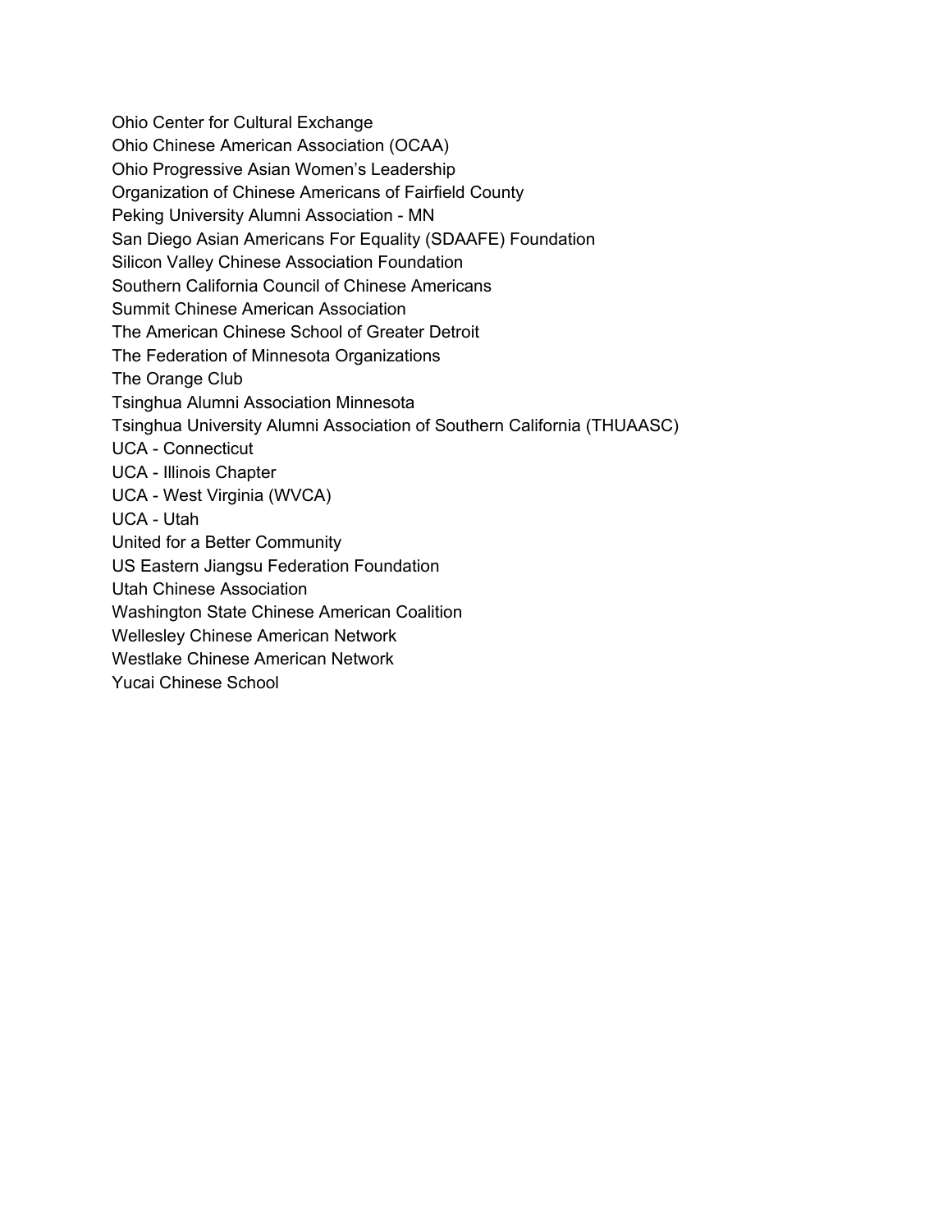Ohio Center for Cultural Exchange
Ohio Chinese American Association (OCAA)
Ohio Progressive Asian Women's Leadership
Organization of Chinese Americans of Fairfield County
Peking University Alumni Association - MN
San Diego Asian Americans For Equality (SDAAFE) Foundation
Silicon Valley Chinese Association Foundation
Southern California Council of Chinese Americans
Summit Chinese American Association
The American Chinese School of Greater Detroit
The Federation of Minnesota Organizations
The Orange Club
Tsinghua Alumni Association Minnesota
Tsinghua University Alumni Association of Southern California (THUAASC)
UCA - Connecticut
UCA - Illinois Chapter
UCA - West Virginia (WVCA)
UCA - Utah
United for a Better Community
US Eastern Jiangsu Federation Foundation
Utah Chinese Association
Washington State Chinese American Coalition
Wellesley Chinese American Network
Westlake Chinese American Network
Yucai Chinese School